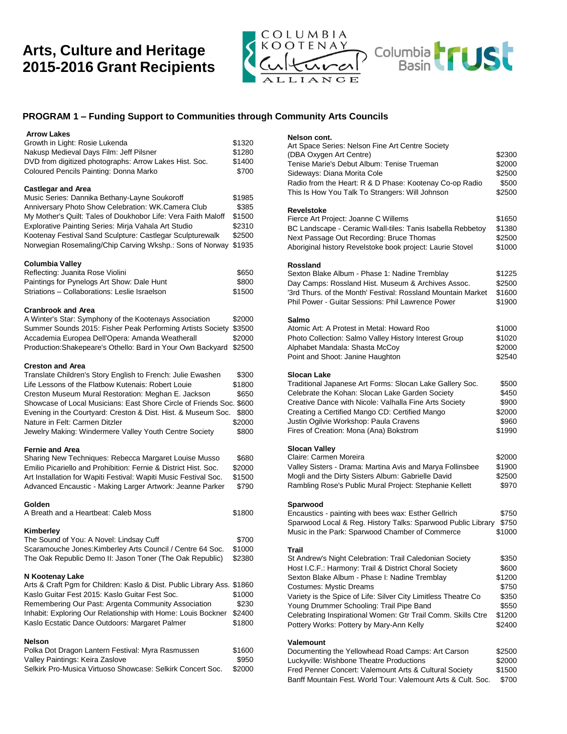# Arts, Culture and Heritage 2015-2016 Grant Recipients

## PROGRAM 1 – Funding Support to Communities through Community Arts Councils

### Arrow Lakes

| | |
|---|---|
| Growth in Light: Rosie Lukenda | $1320 |
| Nakusp Medieval Days Film: Jeff Pilsner | $1280 |
| DVD from digitized photographs: Arrow Lakes Hist. Soc. | $1400 |
| Coloured Pencils Painting: Donna Marko | $700 |

### Castlegar and Area

| | |
|---|---|
| Music Series: Dannika Bethany-Layne Soukoroff | $1985 |
| Anniversary Photo Show Celebration: WK.Camera Club | $385 |
| My Mother's Quilt: Tales of Doukhobor Life: Vera Faith Maloff | $1500 |
| Explorative Painting Series: Mirja Vahala Art Studio | $2310 |
| Kootenay Festival Sand Sculpture: Castlegar Sculpturewalk | $2500 |
| Norwegian Rosemaling/Chip Carving Wkshp.: Sons of Norway | $1935 |

### Columbia Valley

| | |
|---|---|
| Reflecting: Juanita Rose Violini | $650 |
| Paintings for Pynelogs Art Show: Dale Hunt | $800 |
| Striations – Collaborations: Leslie Israelson | $1500 |

### Cranbrook and Area

| | |
|---|---|
| A Winter's Star: Symphony of the Kootenays Association | $2000 |
| Summer Sounds 2015: Fisher Peak Performing Artists Society | $3500 |
| Accademia Europea Dell'Opera: Amanda Weatherall | $2000 |
| Production:Shakepeare's Othello: Bard in Your Own Backyard | $2500 |

### Creston and Area

| | |
|---|---|
| Translate Children's Story English to French: Julie Ewashen | $300 |
| Life Lessons of the Flatbow Kutenais: Robert Louie | $1800 |
| Creston Museum Mural Restoration: Meghan E. Jackson | $650 |
| Showcase of Local Musicians: East Shore Circle of Friends Soc. | $600 |
| Evening in the Courtyard: Creston & Dist. Hist. & Museum Soc. | $800 |
| Nature in Felt: Carmen Ditzler | $2000 |
| Jewelry Making: Windermere Valley Youth Centre Society | $800 |

### Fernie and Area

| | |
|---|---|
| Sharing New Techniques: Rebecca Margaret Louise Musso | $680 |
| Emilio Picariello and Prohibition: Fernie & District Hist. Soc. | $2000 |
| Art Installation for Wapiti Festival: Wapiti Music Festival Soc. | $1500 |
| Advanced Encaustic - Making Larger Artwork: Jeanne Parker | $790 |

### Golden

| | |
|---|---|
| A Breath and a Heartbeat: Caleb Moss | $1800 |

### Kimberley

| | |
|---|---|
| The Sound of You: A Novel: Lindsay Cuff | $700 |
| Scaramouche Jones:Kimberley Arts Council / Centre 64 Soc. | $1000 |
| The Oak Republic Demo II: Jason Toner (The Oak Republic) | $2380 |

### N Kootenay Lake

| | |
|---|---|
| Arts & Craft Pgm for Children: Kaslo & Dist. Public Library Ass. | $1860 |
| Kaslo Guitar Fest 2015: Kaslo Guitar Fest Soc. | $1000 |
| Remembering Our Past: Argenta Community Association | $230 |
| Inhabit: Exploring Our Relationship with Home: Louis Bockner | $2400 |
| Kaslo Ecstatic Dance Outdoors: Margaret Palmer | $1800 |

### Nelson

| | |
|---|---|
| Polka Dot Dragon Lantern Festival: Myra Rasmussen | $1600 |
| Valley Paintings: Keira Zaslove | $950 |
| Selkirk Pro-Musica Virtuoso Showcase: Selkirk Concert Soc. | $2000 |

### Nelson cont.

| | |
|---|---|
| Art Space Series: Nelson Fine Art Centre Society (DBA Oxygen Art Centre) | $2300 |
| Tenise Marie's Debut Album: Tenise Trueman | $2000 |
| Sideways: Diana Morita Cole | $2500 |
| Radio from the Heart: R & D Phase: Kootenay Co-op Radio | $500 |
| This Is How You Talk To Strangers: Will Johnson | $2500 |

### Revelstoke

| | |
|---|---|
| Fierce Art Project: Joanne C Willems | $1650 |
| BC Landscape - Ceramic Wall-tiles: Tanis Isabella Rebbetoy | $1380 |
| Next Passage Out Recording: Bruce Thomas | $2500 |
| Aboriginal history Revelstoke book project: Laurie Stovel | $1000 |

### Rossland

| | |
|---|---|
| Sexton Blake Album - Phase 1: Nadine Tremblay | $1225 |
| Day Camps: Rossland Hist. Museum & Archives Assoc. | $2500 |
| '3rd Thurs. of the Month' Festival: Rossland Mountain Market | $1600 |
| Phil Power - Guitar Sessions: Phil Lawrence Power | $1900 |

### Salmo

| | |
|---|---|
| Atomic Art: A Protest in Metal: Howard Roo | $1000 |
| Photo Collection: Salmo Valley History Interest Group | $1020 |
| Alphabet Mandala: Shasta McCoy | $2000 |
| Point and Shoot: Janine Haughton | $2540 |

### Slocan Lake

| | |
|---|---|
| Traditional Japanese Art Forms: Slocan Lake Gallery Soc. | $500 |
| Celebrate the Kohan: Slocan Lake Garden Society | $450 |
| Creative Dance with Nicole: Valhalla Fine Arts Society | $900 |
| Creating a Certified Mango CD: Certified Mango | $2000 |
| Justin Ogilvie Workshop: Paula Cravens | $960 |
| Fires of Creation: Mona (Ana) Bokstrom | $1990 |

### Slocan Valley

| | |
|---|---|
| Claire: Carmen Moreira | $2000 |
| Valley Sisters - Drama: Martina Avis and Marya Follinsbee | $1900 |
| Mogli and the Dirty Sisters Album: Gabrielle David | $2500 |
| Rambling Rose's Public Mural Project: Stephanie Kellett | $970 |

### Sparwood

| | |
|---|---|
| Encaustics - painting with bees wax: Esther Gellrich | $750 |
| Sparwood Local & Reg. History Talks: Sparwood Public Library | $750 |
| Music in the Park: Sparwood Chamber of Commerce | $1000 |

### Trail

| | |
|---|---|
| St Andrew's Night Celebration: Trail Caledonian Society | $350 |
| Host I.C.F.: Harmony: Trail & District Choral Society | $600 |
| Sexton Blake Album - Phase I: Nadine Tremblay | $1200 |
| Costumes: Mystic Dreams | $750 |
| Variety is the Spice of Life: Silver City Limitless Theatre Co | $350 |
| Young Drummer Schooling: Trail Pipe Band | $550 |
| Celebrating Inspirational Women: Gtr Trail Comm. Skills Ctre | $1200 |
| Pottery Works: Pottery by Mary-Ann Kelly | $2400 |

### Valemount

| | |
|---|---|
| Documenting the Yellowhead Road Camps: Art Carson | $2500 |
| Luckyville: Wishbone Theatre Productions | $2000 |
| Fred Penner Concert: Valemount Arts & Cultural Society | $1500 |
| Banff Mountain Fest. World Tour: Valemount Arts & Cult. Soc. | $700 |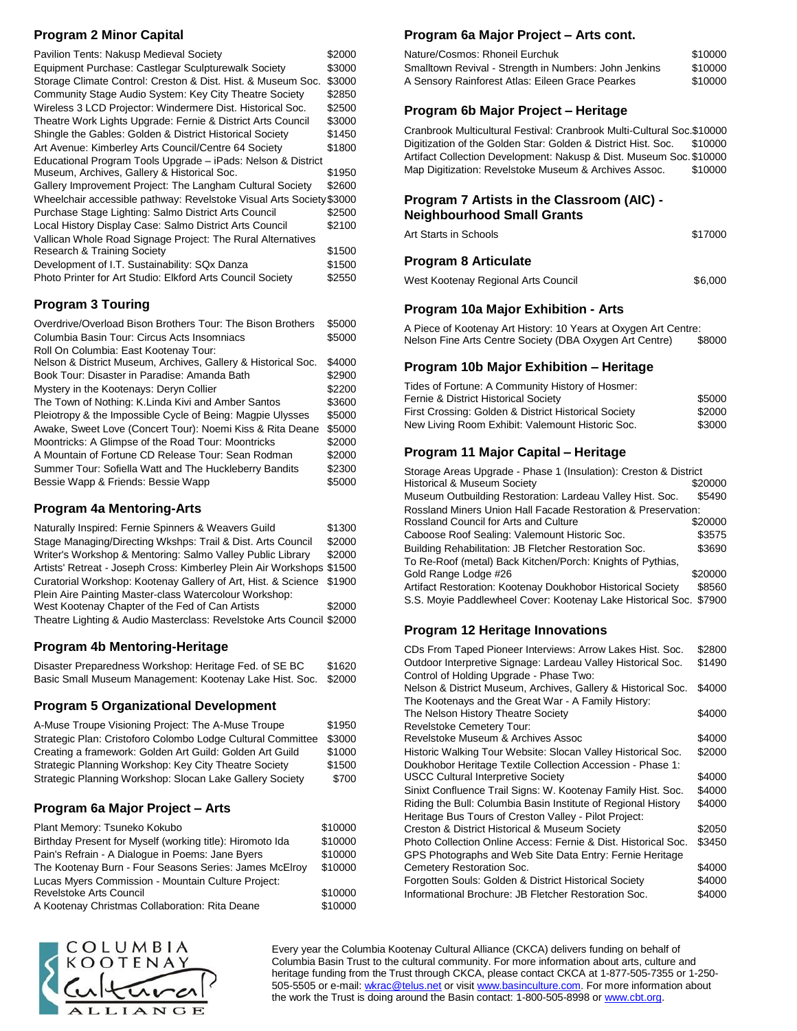## Program 2 Minor Capital

| | |
|---|---|
| Pavilion Tents: Nakusp Medieval Society | $2000 |
| Equipment Purchase: Castlegar Sculpturewalk Society | $3000 |
| Storage Climate Control: Creston & Dist. Hist. & Museum Soc. | $3000 |
| Community Stage Audio System: Key City Theatre Society | $2850 |
| Wireless 3 LCD Projector: Windermere Dist. Historical Soc. | $2500 |
| Theatre Work Lights Upgrade: Fernie & District Arts Council | $3000 |
| Shingle the Gables: Golden & District Historical Society | $1450 |
| Art Avenue: Kimberley Arts Council/Centre 64 Society | $1800 |
| Educational Program Tools Upgrade – iPads: Nelson & District Museum, Archives, Gallery & Historical Soc. | $1950 |
| Gallery Improvement Project: The Langham Cultural Society | $2600 |
| Wheelchair accessible pathway: Revelstoke Visual Arts Society | $3000 |
| Purchase Stage Lighting: Salmo District Arts Council | $2500 |
| Local History Display Case: Salmo District Arts Council | $2100 |
| Vallican Whole Road Signage Project: The Rural Alternatives Research & Training Society | $1500 |
| Development of I.T. Sustainability: SQx Danza | $1500 |
| Photo Printer for Art Studio: Elkford Arts Council Society | $2550 |

## Program 3 Touring

| | |
|---|---|
| Overdrive/Overload Bison Brothers Tour: The Bison Brothers | $5000 |
| Columbia Basin Tour: Circus Acts Insomniacs | $5000 |
| Roll On Columbia: East Kootenay Tour: Nelson & District Museum, Archives, Gallery & Historical Soc. | $4000 |
| Book Tour: Disaster in Paradise: Amanda Bath | $2900 |
| Mystery in the Kootenays: Deryn Collier | $2200 |
| The Town of Nothing: K.Linda Kivi and Amber Santos | $3600 |
| Pleiotropy & the Impossible Cycle of Being: Magpie Ulysses | $5000 |
| Awake, Sweet Love (Concert Tour): Noemi Kiss & Rita Deane | $5000 |
| Moontricks: A Glimpse of the Road Tour: Moontricks | $2000 |
| A Mountain of Fortune CD Release Tour: Sean Rodman | $2000 |
| Summer Tour: Sofiella Watt and The Huckleberry Bandits | $2300 |
| Bessie Wapp & Friends: Bessie Wapp | $5000 |

## Program 4a Mentoring-Arts

| | |
|---|---|
| Naturally Inspired: Fernie Spinners & Weavers Guild | $1300 |
| Stage Managing/Directing Wkshps: Trail & Dist. Arts Council | $2000 |
| Writer's Workshop & Mentoring: Salmo Valley Public Library | $2000 |
| Artists' Retreat - Joseph Cross: Kimberley Plein Air Workshops | $1500 |
| Curatorial Workshop: Kootenay Gallery of Art, Hist. & Science | $1900 |
| Plein Aire Painting Master-class Watercolour Workshop: West Kootenay Chapter of the Fed of Can Artists | $2000 |
| Theatre Lighting & Audio Masterclass: Revelstoke Arts Council | $2000 |

## Program 4b Mentoring-Heritage

| | |
|---|---|
| Disaster Preparedness Workshop: Heritage Fed. of SE BC | $1620 |
| Basic Small Museum Management: Kootenay Lake Hist. Soc. | $2000 |

## Program 5 Organizational Development

| | |
|---|---|
| A-Muse Troupe Visioning Project: The A-Muse Troupe | $1950 |
| Strategic Plan: Cristoforo Colombo Lodge Cultural Committee | $3000 |
| Creating a framework: Golden Art Guild: Golden Art Guild | $1000 |
| Strategic Planning Workshop: Key City Theatre Society | $1500 |
| Strategic Planning Workshop: Slocan Lake Gallery Society | $700 |

## Program 6a Major Project – Arts

| | |
|---|---|
| Plant Memory: Tsuneko Kokubo | $10000 |
| Birthday Present for Myself (working title): Hiromoto Ida | $10000 |
| Pain's Refrain - A Dialogue in Poems: Jane Byers | $10000 |
| The Kootenay Burn - Four Seasons Series: James McElroy | $10000 |
| Lucas Myers Commission - Mountain Culture Project: Revelstoke Arts Council | $10000 |
| A Kootenay Christmas Collaboration: Rita Deane | $10000 |

## Program 6a Major Project – Arts cont.

| | |
|---|---|
| Nature/Cosmos: Rhoneil Eurchuk | $10000 |
| Smalltown Revival - Strength in Numbers: John Jenkins | $10000 |
| A Sensory Rainforest Atlas: Eileen Grace Pearkes | $10000 |

## Program 6b Major Project – Heritage

| | |
|---|---|
| Cranbrook Multicultural Festival: Cranbrook Multi-Cultural Soc. | $10000 |
| Digitization of the Golden Star: Golden & District Hist. Soc. | $10000 |
| Artifact Collection Development: Nakusp & Dist. Museum Soc. | $10000 |
| Map Digitization: Revelstoke Museum & Archives Assoc. | $10000 |

## Program 7 Artists in the Classroom (AIC) - Neighbourhood Small Grants

| | |
|---|---|
| Art Starts in Schools | $17000 |

## Program 8 Articulate

| | |
|---|---|
| West Kootenay Regional Arts Council | $6,000 |

## Program 10a Major Exhibition - Arts

| | |
|---|---|
| A Piece of Kootenay Art History: 10 Years at Oxygen Art Centre: Nelson Fine Arts Centre Society (DBA Oxygen Art Centre) | $8000 |

## Program 10b Major Exhibition – Heritage

| | |
|---|---|
| Tides of Fortune: A Community History of Hosmer: Fernie & District Historical Society | $5000 |
| First Crossing: Golden & District Historical Society | $2000 |
| New Living Room Exhibit: Valemount Historic Soc. | $3000 |

## Program 11 Major Capital – Heritage

| | |
|---|---|
| Storage Areas Upgrade - Phase 1 (Insulation): Creston & District Historical & Museum Society | $20000 |
| Museum Outbuilding Restoration: Lardeau Valley Hist. Soc. | $5490 |
| Rossland Miners Union Hall Facade Restoration & Preservation: Rossland Council for Arts and Culture | $20000 |
| Caboose Roof Sealing: Valemount Historic Soc. | $3575 |
| Building Rehabilitation: JB Fletcher Restoration Soc. | $3690 |
| To Re-Roof (metal) Back Kitchen/Porch: Knights of Pythias, Gold Range Lodge #26 | $20000 |
| Artifact Restoration: Kootenay Doukhobor Historical Society | $8560 |
| S.S. Moyie Paddlewheel Cover: Kootenay Lake Historical Soc. | $7900 |

## Program 12 Heritage Innovations

| | |
|---|---|
| CDs From Taped Pioneer Interviews: Arrow Lakes Hist. Soc. | $2800 |
| Outdoor Interpretive Signage: Lardeau Valley Historical Soc. | $1490 |
| Control of Holding Upgrade - Phase Two: Nelson & District Museum, Archives, Gallery & Historical Soc. | $4000 |
| The Kootenays and the Great War - A Family History: The Nelson History Theatre Society | $4000 |
| Revelstoke Cemetery Tour: Revelstoke Museum & Archives Assoc | $4000 |
| Historic Walking Tour Website: Slocan Valley Historical Soc. | $2000 |
| Doukhobor Heritage Textile Collection Accession - Phase 1: USCC Cultural Interpretive Society | $4000 |
| Sinixt Confluence Trail Signs: W. Kootenay Family Hist. Soc. | $4000 |
| Riding the Bull: Columbia Basin Institute of Regional History | $4000 |
| Heritage Bus Tours of Creston Valley - Pilot Project: Creston & District Historical & Museum Society | $2050 |
| Photo Collection Online Access: Fernie & Dist. Historical Soc. | $3450 |
| GPS Photographs and Web Site Data Entry: Fernie Heritage Cemetery Restoration Soc. | $4000 |
| Forgotten Souls: Golden & District Historical Society | $4000 |
| Informational Brochure: JB Fletcher Restoration Soc. | $4000 |

COLUMBIA KOOTENAY Cultural ALLIANCE

Every year the Columbia Kootenay Cultural Alliance (CKCA) delivers funding on behalf of Columbia Basin Trust to the cultural community. For more information about arts, culture and heritage funding from the Trust through CKCA, please contact CKCA at 1-877-505-7355 or 1-250-505-5505 or e-mail: wkrac@telus.net or visit www.basinculture.com. For more information about the work the Trust is doing around the Basin contact: 1-800-505-8998 or www.cbt.org.